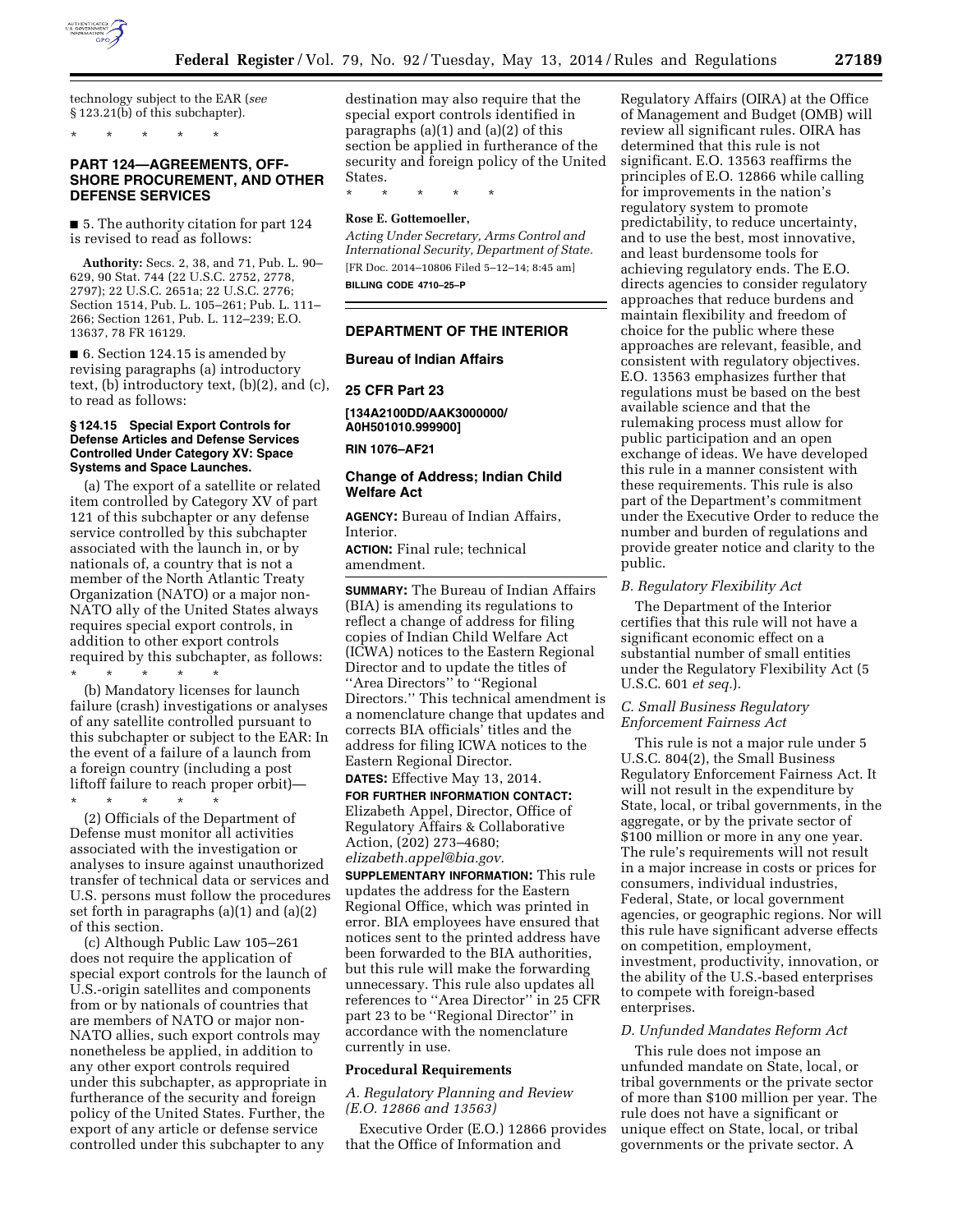technology subject to the EAR (*see* § 123.21(b) of this subchapter).

\* \* \* \* \*

## PART 124—AGREEMENTS, OFF-SHORE PROCUREMENT, AND OTHER DEFENSE SERVICES

■ 5. The authority citation for part 124 is revised to read as follows:

**Authority:** Secs. 2, 38, and 71, Pub. L. 90–629, 90 Stat. 744 (22 U.S.C. 2752, 2778, 2797); 22 U.S.C. 2651a; 22 U.S.C. 2776; Section 1514, Pub. L. 105–261; Pub. L. 111–266; Section 1261, Pub. L. 112–239; E.O. 13637, 78 FR 16129.

■ 6. Section 124.15 is amended by revising paragraphs (a) introductory text, (b) introductory text, (b)(2), and (c), to read as follows:

### § 124.15 Special Export Controls for Defense Articles and Defense Services Controlled Under Category XV: Space Systems and Space Launches.

(a) The export of a satellite or related item controlled by Category XV of part 121 of this subchapter or any defense service controlled by this subchapter associated with the launch in, or by nationals of, a country that is not a member of the North Atlantic Treaty Organization (NATO) or a major non-NATO ally of the United States always requires special export controls, in addition to other export controls required by this subchapter, as follows:

\* \* \* \* \*

(b) Mandatory licenses for launch failure (crash) investigations or analyses of any satellite controlled pursuant to this subchapter or subject to the EAR: In the event of a failure of a launch from a foreign country (including a post liftoff failure to reach proper orbit)—

\* \* \* \* \*

(2) Officials of the Department of Defense must monitor all activities associated with the investigation or analyses to insure against unauthorized transfer of technical data or services and U.S. persons must follow the procedures set forth in paragraphs (a)(1) and (a)(2) of this section.

(c) Although Public Law 105–261 does not require the application of special export controls for the launch of U.S.-origin satellites and components from or by nationals of countries that are members of NATO or major non-NATO allies, such export controls may nonetheless be applied, in addition to any other export controls required under this subchapter, as appropriate in furtherance of the security and foreign policy of the United States. Further, the export of any article or defense service controlled under this subchapter to any destination may also require that the special export controls identified in paragraphs (a)(1) and (a)(2) of this section be applied in furtherance of the security and foreign policy of the United States.

\* \* \* \* \*

**Rose E. Gottemoeller,**

*Acting Under Secretary, Arms Control and International Security, Department of State.*

[FR Doc. 2014–10806 Filed 5–12–14; 8:45 am]

**BILLING CODE 4710–25–P**

---

## DEPARTMENT OF THE INTERIOR

### Bureau of Indian Affairs

### 25 CFR Part 23

**[134A2100DD/AAK3000000/ A0H501010.999900]**

**RIN 1076–AF21**

### Change of Address; Indian Child Welfare Act

**AGENCY:** Bureau of Indian Affairs, Interior.

**ACTION:** Final rule; technical amendment.

**SUMMARY:** The Bureau of Indian Affairs (BIA) is amending its regulations to reflect a change of address for filing copies of Indian Child Welfare Act (ICWA) notices to the Eastern Regional Director and to update the titles of ''Area Directors'' to ''Regional Directors.'' This technical amendment is a nomenclature change that updates and corrects BIA officials' titles and the address for filing ICWA notices to the Eastern Regional Director.

**DATES:** Effective May 13, 2014.

**FOR FURTHER INFORMATION CONTACT:** Elizabeth Appel, Director, Office of Regulatory Affairs & Collaborative Action, (202) 273–4680; *elizabeth.appel@bia.gov.*

**SUPPLEMENTARY INFORMATION:** This rule updates the address for the Eastern Regional Office, which was printed in error. BIA employees have ensured that notices sent to the printed address have been forwarded to the BIA authorities, but this rule will make the forwarding unnecessary. This rule also updates all references to ''Area Director'' in 25 CFR part 23 to be ''Regional Director'' in accordance with the nomenclature currently in use.

### Procedural Requirements

#### *A. Regulatory Planning and Review (E.O. 12866 and 13563)*

Executive Order (E.O.) 12866 provides that the Office of Information and Regulatory Affairs (OIRA) at the Office of Management and Budget (OMB) will review all significant rules. OIRA has determined that this rule is not significant. E.O. 13563 reaffirms the principles of E.O. 12866 while calling for improvements in the nation's regulatory system to promote predictability, to reduce uncertainty, and to use the best, most innovative, and least burdensome tools for achieving regulatory ends. The E.O. directs agencies to consider regulatory approaches that reduce burdens and maintain flexibility and freedom of choice for the public where these approaches are relevant, feasible, and consistent with regulatory objectives. E.O. 13563 emphasizes further that regulations must be based on the best available science and that the rulemaking process must allow for public participation and an open exchange of ideas. We have developed this rule in a manner consistent with these requirements. This rule is also part of the Department's commitment under the Executive Order to reduce the number and burden of regulations and provide greater notice and clarity to the public.

#### *B. Regulatory Flexibility Act*

The Department of the Interior certifies that this rule will not have a significant economic effect on a substantial number of small entities under the Regulatory Flexibility Act (5 U.S.C. 601 *et seq.*).

#### *C. Small Business Regulatory Enforcement Fairness Act*

This rule is not a major rule under 5 U.S.C. 804(2), the Small Business Regulatory Enforcement Fairness Act. It will not result in the expenditure by State, local, or tribal governments, in the aggregate, or by the private sector of $100 million or more in any one year. The rule's requirements will not result in a major increase in costs or prices for consumers, individual industries, Federal, State, or local government agencies, or geographic regions. Nor will this rule have significant adverse effects on competition, employment, investment, productivity, innovation, or the ability of the U.S.-based enterprises to compete with foreign-based enterprises.

#### *D. Unfunded Mandates Reform Act*

This rule does not impose an unfunded mandate on State, local, or tribal governments or the private sector of more than $100 million per year. The rule does not have a significant or unique effect on State, local, or tribal governments or the private sector. A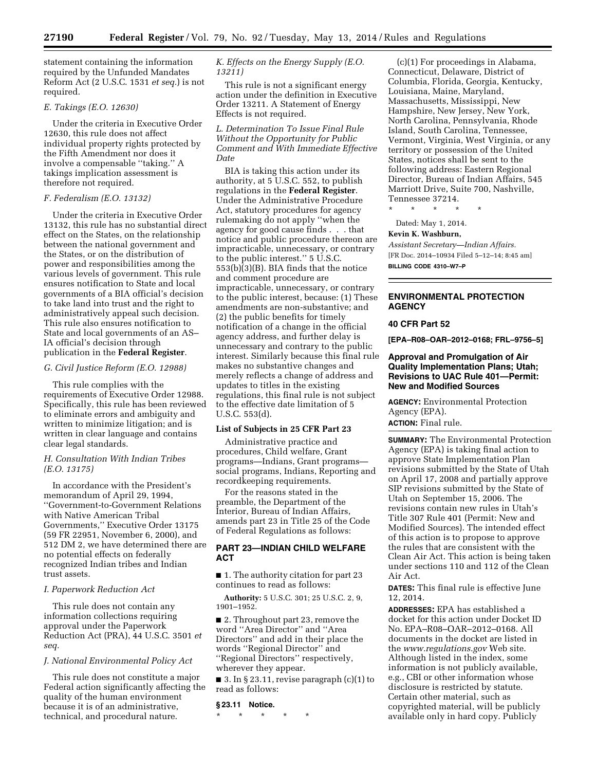statement containing the information required by the Unfunded Mandates Reform Act (2 U.S.C. 1531 *et seq.*) is not required.

### *E. Takings (E.O. 12630)*

Under the criteria in Executive Order 12630, this rule does not affect individual property rights protected by the Fifth Amendment nor does it involve a compensable ''taking.'' A takings implication assessment is therefore not required.

### *F. Federalism (E.O. 13132)*

Under the criteria in Executive Order 13132, this rule has no substantial direct effect on the States, on the relationship between the national government and the States, or on the distribution of power and responsibilities among the various levels of government. This rule ensures notification to State and local governments of a BIA official's decision to take land into trust and the right to administratively appeal such decision. This rule also ensures notification to State and local governments of an AS–IA official's decision through publication in the **Federal Register**.

### *G. Civil Justice Reform (E.O. 12988)*

This rule complies with the requirements of Executive Order 12988. Specifically, this rule has been reviewed to eliminate errors and ambiguity and written to minimize litigation; and is written in clear language and contains clear legal standards.

### *H. Consultation With Indian Tribes (E.O. 13175)*

In accordance with the President's memorandum of April 29, 1994, ''Government-to-Government Relations with Native American Tribal Governments,'' Executive Order 13175 (59 FR 22951, November 6, 2000), and 512 DM 2, we have determined there are no potential effects on federally recognized Indian tribes and Indian trust assets.

### *I. Paperwork Reduction Act*

This rule does not contain any information collections requiring approval under the Paperwork Reduction Act (PRA), 44 U.S.C. 3501 *et seq.*

### *J. National Environmental Policy Act*

This rule does not constitute a major Federal action significantly affecting the quality of the human environment because it is of an administrative, technical, and procedural nature.

### *K. Effects on the Energy Supply (E.O. 13211)*

This rule is not a significant energy action under the definition in Executive Order 13211. A Statement of Energy Effects is not required.

### *L. Determination To Issue Final Rule Without the Opportunity for Public Comment and With Immediate Effective Date*

BIA is taking this action under its authority, at 5 U.S.C. 552, to publish regulations in the **Federal Register**. Under the Administrative Procedure Act, statutory procedures for agency rulemaking do not apply ''when the agency for good cause finds . . . that notice and public procedure thereon are impracticable, unnecessary, or contrary to the public interest.'' 5 U.S.C. 553(b)(3)(B). BIA finds that the notice and comment procedure are impracticable, unnecessary, or contrary to the public interest, because: (1) These amendments are non-substantive; and (2) the public benefits for timely notification of a change in the official agency address, and further delay is unnecessary and contrary to the public interest. Similarly because this final rule makes no substantive changes and merely reflects a change of address and updates to titles in the existing regulations, this final rule is not subject to the effective date limitation of 5 U.S.C. 553(d).

#### List of Subjects in 25 CFR Part 23

Administrative practice and procedures, Child welfare, Grant programs—Indians, Grant programs—social programs, Indians, Reporting and recordkeeping requirements.

For the reasons stated in the preamble, the Department of the Interior, Bureau of Indian Affairs, amends part 23 in Title 25 of the Code of Federal Regulations as follows:

## PART 23—INDIAN CHILD WELFARE ACT

■ 1. The authority citation for part 23 continues to read as follows:

**Authority:** 5 U.S.C. 301; 25 U.S.C. 2, 9, 1901–1952.

■ 2. Throughout part 23, remove the word ''Area Director'' and ''Area Directors'' and add in their place the words ''Regional Director'' and ''Regional Directors'' respectively, wherever they appear.

■ 3. In § 23.11, revise paragraph (c)(1) to read as follows:

#### § 23.11 Notice.

\* \* \* \* \*

(c)(1) For proceedings in Alabama, Connecticut, Delaware, District of Columbia, Florida, Georgia, Kentucky, Louisiana, Maine, Maryland, Massachusetts, Mississippi, New Hampshire, New Jersey, New York, North Carolina, Pennsylvania, Rhode Island, South Carolina, Tennessee, Vermont, Virginia, West Virginia, or any territory or possession of the United States, notices shall be sent to the following address: Eastern Regional Director, Bureau of Indian Affairs, 545 Marriott Drive, Suite 700, Nashville, Tennessee 37214.

\* \* \* \* \*

Dated: May 1, 2014.

**Kevin K. Washburn,**

*Assistant Secretary—Indian Affairs.*

[FR Doc. 2014–10934 Filed 5–12–14; 8:45 am]

**BILLING CODE 4310–W7–P**

## ENVIRONMENTAL PROTECTION AGENCY

### 40 CFR Part 52

**[EPA–R08–OAR–2012–0168; FRL–9756–5]**

### Approval and Promulgation of Air Quality Implementation Plans; Utah; Revisions to UAC Rule 401—Permit: New and Modified Sources

**AGENCY:** Environmental Protection Agency (EPA).

**ACTION:** Final rule.

**SUMMARY:** The Environmental Protection Agency (EPA) is taking final action to approve State Implementation Plan revisions submitted by the State of Utah on April 17, 2008 and partially approve SIP revisions submitted by the State of Utah on September 15, 2006. The revisions contain new rules in Utah's Title 307 Rule 401 (Permit: New and Modified Sources). The intended effect of this action is to propose to approve the rules that are consistent with the Clean Air Act. This action is being taken under sections 110 and 112 of the Clean Air Act.

**DATES:** This final rule is effective June 12, 2014.

**ADDRESSES:** EPA has established a docket for this action under Docket ID No. EPA–R08–OAR–2012–0168. All documents in the docket are listed in the *www.regulations.gov* Web site. Although listed in the index, some information is not publicly available, e.g., CBI or other information whose disclosure is restricted by statute. Certain other material, such as copyrighted material, will be publicly available only in hard copy. Publicly